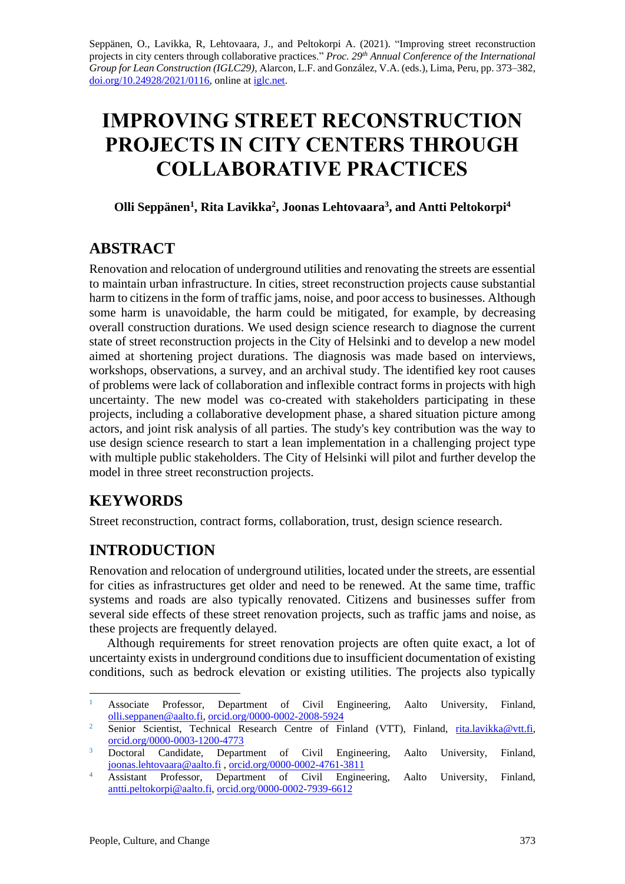Seppänen, O., Lavikka, R, Lehtovaara, J., and Peltokorpi A. (2021). "Improving street reconstruction projects in city centers through collaborative practices." *Proc. 29th Annual Conference of the International Group for Lean Construction (IGLC29),* Alarcon, L.F. and González, V.A. (eds.), Lima, Peru, pp. 373–382, doi.org/10.24928/2021/0116, online at iglc.net.

# IMPROVING STREET RECONSTRUCTION PROJECTS IN CITY CENTERS THROUGH COLLABORATIVE PRACTICES

**Olli Seppänen[1], Rita Lavikka[2], Joonas Lehtovaara[3], and Antti Peltokorpi[4]**

## ABSTRACT

Renovation and relocation of underground utilities and renovating the streets are essential to maintain urban infrastructure. In cities, street reconstruction projects cause substantial harm to citizens in the form of traffic jams, noise, and poor access to businesses. Although some harm is unavoidable, the harm could be mitigated, for example, by decreasing overall construction durations. We used design science research to diagnose the current state of street reconstruction projects in the City of Helsinki and to develop a new model aimed at shortening project durations. The diagnosis was made based on interviews, workshops, observations, a survey, and an archival study. The identified key root causes of problems were lack of collaboration and inflexible contract forms in projects with high uncertainty. The new model was co-created with stakeholders participating in these projects, including a collaborative development phase, a shared situation picture among actors, and joint risk analysis of all parties. The study's key contribution was the way to use design science research to start a lean implementation in a challenging project type with multiple public stakeholders. The City of Helsinki will pilot and further develop the model in three street reconstruction projects.

## KEYWORDS

Street reconstruction, contract forms, collaboration, trust, design science research.

## INTRODUCTION

Renovation and relocation of underground utilities, located under the streets, are essential for cities as infrastructures get older and need to be renewed. At the same time, traffic systems and roads are also typically renovated. Citizens and businesses suffer from several side effects of these street renovation projects, such as traffic jams and noise, as these projects are frequently delayed.

Although requirements for street renovation projects are often quite exact, a lot of uncertainty exists in underground conditions due to insufficient documentation of existing conditions, such as bedrock elevation or existing utilities. The projects also typically

---

[1] Associate Professor, Department of Civil Engineering, Aalto University, Finland, olli.seppanen@aalto.fi, orcid.org/0000-0002-2008-5924

[2] Senior Scientist, Technical Research Centre of Finland (VTT), Finland, rita.lavikka@vtt.fi, orcid.org/0000-0003-1200-4773

[3] Doctoral Candidate, Department of Civil Engineering, Aalto University, Finland, joonas.lehtovaara@aalto.fi , orcid.org/0000-0002-4761-3811

[4] Assistant Professor, Department of Civil Engineering, Aalto University, Finland, antti.peltokorpi@aalto.fi, orcid.org/0000-0002-7939-6612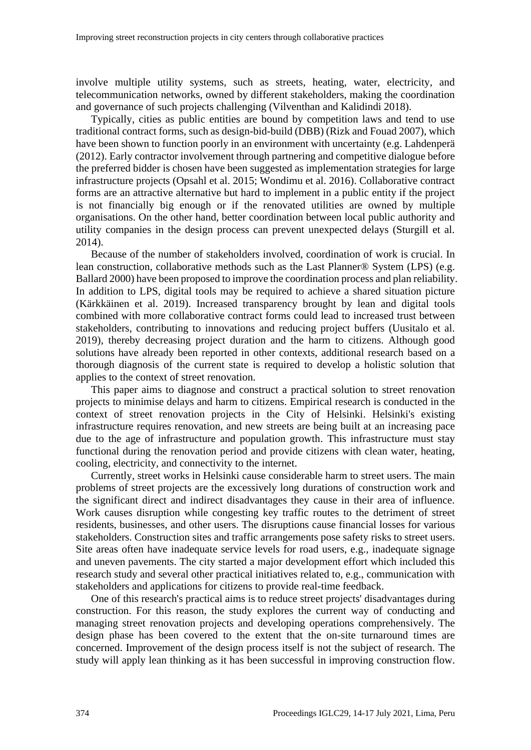involve multiple utility systems, such as streets, heating, water, electricity, and telecommunication networks, owned by different stakeholders, making the coordination and governance of such projects challenging (Vilventhan and Kalidindi 2018).

Typically, cities as public entities are bound by competition laws and tend to use traditional contract forms, such as design-bid-build (DBB) (Rizk and Fouad 2007), which have been shown to function poorly in an environment with uncertainty (e.g. Lahdenperä (2012). Early contractor involvement through partnering and competitive dialogue before the preferred bidder is chosen have been suggested as implementation strategies for large infrastructure projects (Opsahl et al. 2015; Wondimu et al. 2016). Collaborative contract forms are an attractive alternative but hard to implement in a public entity if the project is not financially big enough or if the renovated utilities are owned by multiple organisations. On the other hand, better coordination between local public authority and utility companies in the design process can prevent unexpected delays (Sturgill et al. 2014).

Because of the number of stakeholders involved, coordination of work is crucial. In lean construction, collaborative methods such as the Last Planner® System (LPS) (e.g. Ballard 2000) have been proposed to improve the coordination process and plan reliability. In addition to LPS, digital tools may be required to achieve a shared situation picture (Kärkkäinen et al. 2019). Increased transparency brought by lean and digital tools combined with more collaborative contract forms could lead to increased trust between stakeholders, contributing to innovations and reducing project buffers (Uusitalo et al. 2019), thereby decreasing project duration and the harm to citizens. Although good solutions have already been reported in other contexts, additional research based on a thorough diagnosis of the current state is required to develop a holistic solution that applies to the context of street renovation.

This paper aims to diagnose and construct a practical solution to street renovation projects to minimise delays and harm to citizens. Empirical research is conducted in the context of street renovation projects in the City of Helsinki. Helsinki's existing infrastructure requires renovation, and new streets are being built at an increasing pace due to the age of infrastructure and population growth. This infrastructure must stay functional during the renovation period and provide citizens with clean water, heating, cooling, electricity, and connectivity to the internet.

Currently, street works in Helsinki cause considerable harm to street users. The main problems of street projects are the excessively long durations of construction work and the significant direct and indirect disadvantages they cause in their area of influence. Work causes disruption while congesting key traffic routes to the detriment of street residents, businesses, and other users. The disruptions cause financial losses for various stakeholders. Construction sites and traffic arrangements pose safety risks to street users. Site areas often have inadequate service levels for road users, e.g., inadequate signage and uneven pavements. The city started a major development effort which included this research study and several other practical initiatives related to, e.g., communication with stakeholders and applications for citizens to provide real-time feedback.

One of this research's practical aims is to reduce street projects' disadvantages during construction. For this reason, the study explores the current way of conducting and managing street renovation projects and developing operations comprehensively. The design phase has been covered to the extent that the on-site turnaround times are concerned. Improvement of the design process itself is not the subject of research. The study will apply lean thinking as it has been successful in improving construction flow.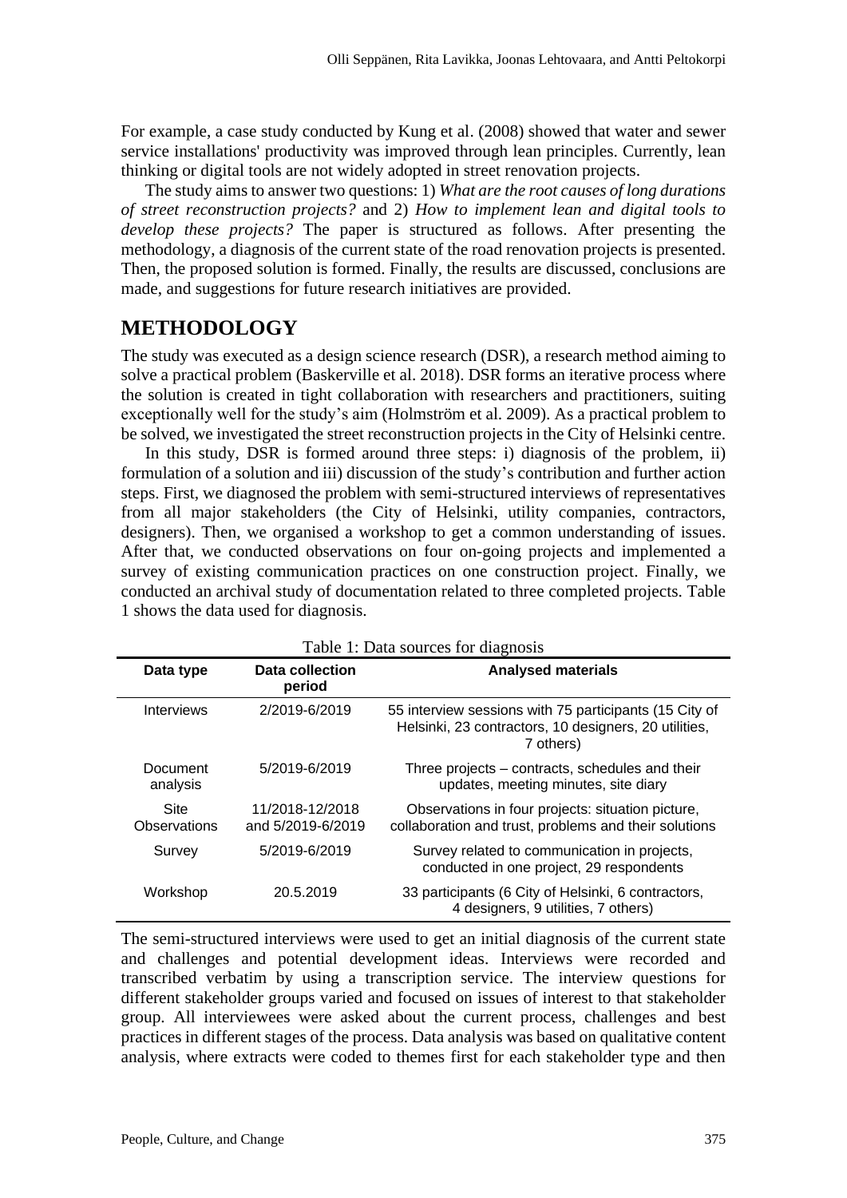For example, a case study conducted by Kung et al. (2008) showed that water and sewer service installations' productivity was improved through lean principles. Currently, lean thinking or digital tools are not widely adopted in street renovation projects.

The study aims to answer two questions: 1) *What are the root causes of long durations of street reconstruction projects?* and 2) *How to implement lean and digital tools to develop these projects?* The paper is structured as follows. After presenting the methodology, a diagnosis of the current state of the road renovation projects is presented. Then, the proposed solution is formed. Finally, the results are discussed, conclusions are made, and suggestions for future research initiatives are provided.

## METHODOLOGY

The study was executed as a design science research (DSR), a research method aiming to solve a practical problem (Baskerville et al. 2018). DSR forms an iterative process where the solution is created in tight collaboration with researchers and practitioners, suiting exceptionally well for the study's aim (Holmström et al. 2009). As a practical problem to be solved, we investigated the street reconstruction projects in the City of Helsinki centre.

In this study, DSR is formed around three steps: i) diagnosis of the problem, ii) formulation of a solution and iii) discussion of the study's contribution and further action steps. First, we diagnosed the problem with semi-structured interviews of representatives from all major stakeholders (the City of Helsinki, utility companies, contractors, designers). Then, we organised a workshop to get a common understanding of issues. After that, we conducted observations on four on-going projects and implemented a survey of existing communication practices on one construction project. Finally, we conducted an archival study of documentation related to three completed projects. Table 1 shows the data used for diagnosis.

Table 1: Data sources for diagnosis

| Data type | Data collection period | Analysed materials |
|---|---|---|
| Interviews | 2/2019-6/2019 | 55 interview sessions with 75 participants (15 City of Helsinki, 23 contractors, 10 designers, 20 utilities, 7 others) |
| Document analysis | 5/2019-6/2019 | Three projects – contracts, schedules and their updates, meeting minutes, site diary |
| Site Observations | 11/2018-12/2018 and 5/2019-6/2019 | Observations in four projects: situation picture, collaboration and trust, problems and their solutions |
| Survey | 5/2019-6/2019 | Survey related to communication in projects, conducted in one project, 29 respondents |
| Workshop | 20.5.2019 | 33 participants (6 City of Helsinki, 6 contractors, 4 designers, 9 utilities, 7 others) |

The semi-structured interviews were used to get an initial diagnosis of the current state and challenges and potential development ideas. Interviews were recorded and transcribed verbatim by using a transcription service. The interview questions for different stakeholder groups varied and focused on issues of interest to that stakeholder group. All interviewees were asked about the current process, challenges and best practices in different stages of the process. Data analysis was based on qualitative content analysis, where extracts were coded to themes first for each stakeholder type and then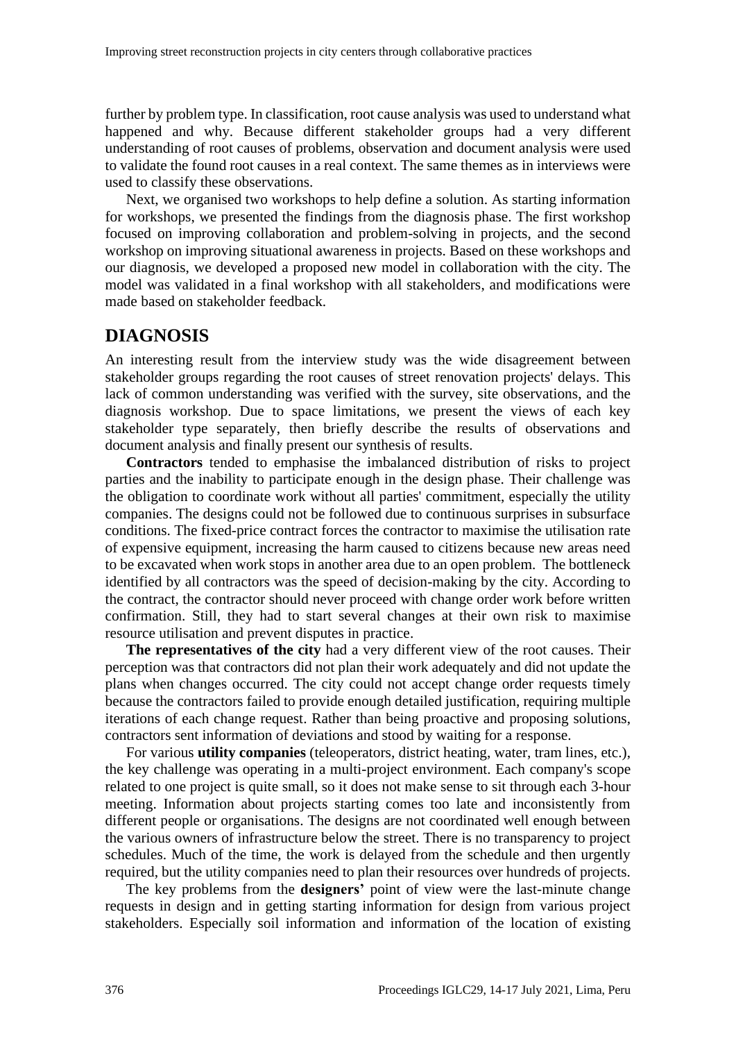further by problem type. In classification, root cause analysis was used to understand what happened and why. Because different stakeholder groups had a very different understanding of root causes of problems, observation and document analysis were used to validate the found root causes in a real context. The same themes as in interviews were used to classify these observations.

Next, we organised two workshops to help define a solution. As starting information for workshops, we presented the findings from the diagnosis phase. The first workshop focused on improving collaboration and problem-solving in projects, and the second workshop on improving situational awareness in projects. Based on these workshops and our diagnosis, we developed a proposed new model in collaboration with the city. The model was validated in a final workshop with all stakeholders, and modifications were made based on stakeholder feedback.

# DIAGNOSIS

An interesting result from the interview study was the wide disagreement between stakeholder groups regarding the root causes of street renovation projects' delays. This lack of common understanding was verified with the survey, site observations, and the diagnosis workshop. Due to space limitations, we present the views of each key stakeholder type separately, then briefly describe the results of observations and document analysis and finally present our synthesis of results.

**Contractors** tended to emphasise the imbalanced distribution of risks to project parties and the inability to participate enough in the design phase. Their challenge was the obligation to coordinate work without all parties' commitment, especially the utility companies. The designs could not be followed due to continuous surprises in subsurface conditions. The fixed-price contract forces the contractor to maximise the utilisation rate of expensive equipment, increasing the harm caused to citizens because new areas need to be excavated when work stops in another area due to an open problem. The bottleneck identified by all contractors was the speed of decision-making by the city. According to the contract, the contractor should never proceed with change order work before written confirmation. Still, they had to start several changes at their own risk to maximise resource utilisation and prevent disputes in practice.

**The representatives of the city** had a very different view of the root causes. Their perception was that contractors did not plan their work adequately and did not update the plans when changes occurred. The city could not accept change order requests timely because the contractors failed to provide enough detailed justification, requiring multiple iterations of each change request. Rather than being proactive and proposing solutions, contractors sent information of deviations and stood by waiting for a response.

For various **utility companies** (teleoperators, district heating, water, tram lines, etc.), the key challenge was operating in a multi-project environment. Each company's scope related to one project is quite small, so it does not make sense to sit through each 3-hour meeting. Information about projects starting comes too late and inconsistently from different people or organisations. The designs are not coordinated well enough between the various owners of infrastructure below the street. There is no transparency to project schedules. Much of the time, the work is delayed from the schedule and then urgently required, but the utility companies need to plan their resources over hundreds of projects.

The key problems from the **designers'** point of view were the last-minute change requests in design and in getting starting information for design from various project stakeholders. Especially soil information and information of the location of existing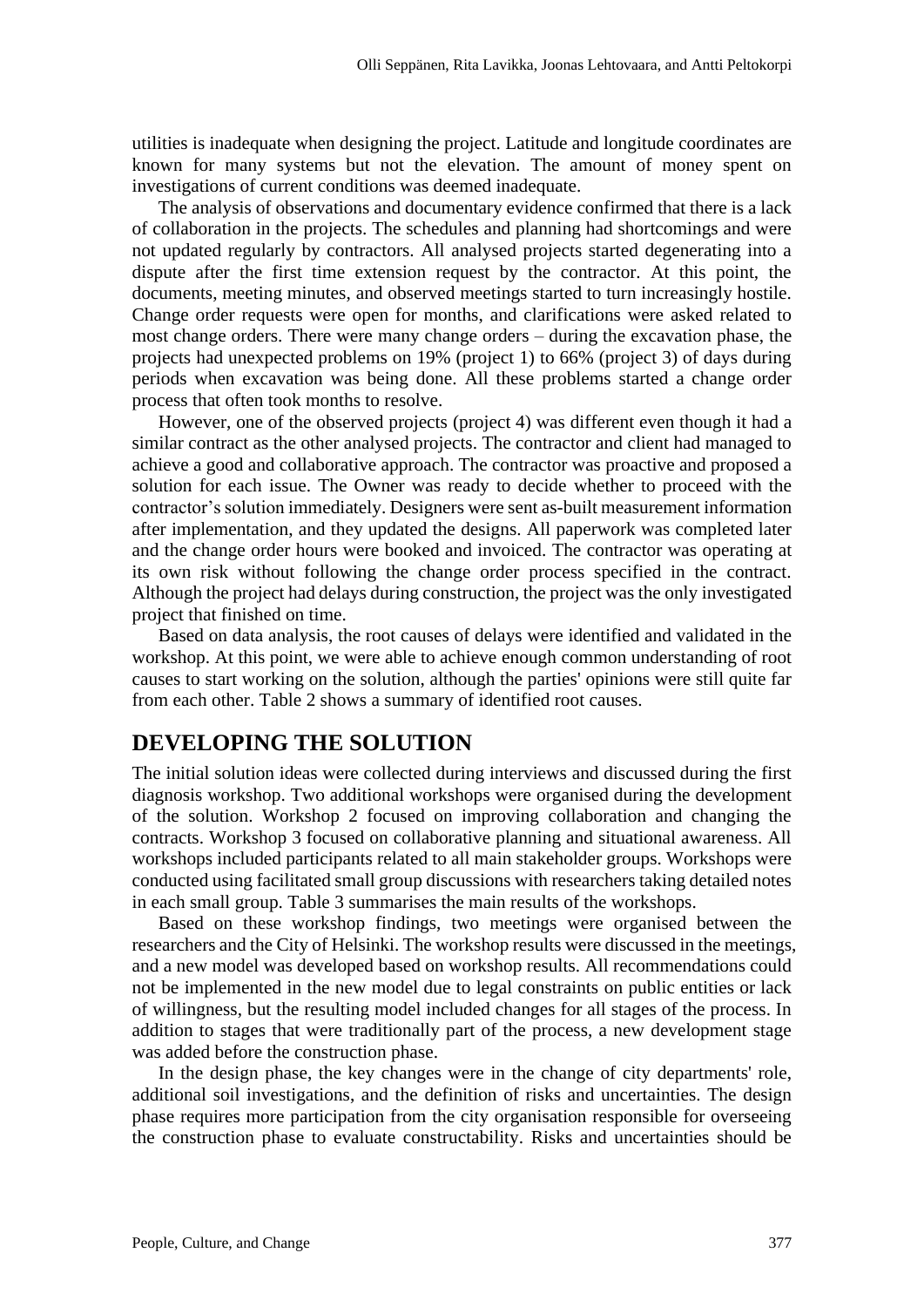utilities is inadequate when designing the project. Latitude and longitude coordinates are known for many systems but not the elevation. The amount of money spent on investigations of current conditions was deemed inadequate.

The analysis of observations and documentary evidence confirmed that there is a lack of collaboration in the projects. The schedules and planning had shortcomings and were not updated regularly by contractors. All analysed projects started degenerating into a dispute after the first time extension request by the contractor. At this point, the documents, meeting minutes, and observed meetings started to turn increasingly hostile. Change order requests were open for months, and clarifications were asked related to most change orders. There were many change orders – during the excavation phase, the projects had unexpected problems on 19% (project 1) to 66% (project 3) of days during periods when excavation was being done. All these problems started a change order process that often took months to resolve.

However, one of the observed projects (project 4) was different even though it had a similar contract as the other analysed projects. The contractor and client had managed to achieve a good and collaborative approach. The contractor was proactive and proposed a solution for each issue. The Owner was ready to decide whether to proceed with the contractor's solution immediately. Designers were sent as-built measurement information after implementation, and they updated the designs. All paperwork was completed later and the change order hours were booked and invoiced. The contractor was operating at its own risk without following the change order process specified in the contract. Although the project had delays during construction, the project was the only investigated project that finished on time.

Based on data analysis, the root causes of delays were identified and validated in the workshop. At this point, we were able to achieve enough common understanding of root causes to start working on the solution, although the parties' opinions were still quite far from each other. Table 2 shows a summary of identified root causes.

## DEVELOPING THE SOLUTION

The initial solution ideas were collected during interviews and discussed during the first diagnosis workshop. Two additional workshops were organised during the development of the solution. Workshop 2 focused on improving collaboration and changing the contracts. Workshop 3 focused on collaborative planning and situational awareness. All workshops included participants related to all main stakeholder groups. Workshops were conducted using facilitated small group discussions with researchers taking detailed notes in each small group. Table 3 summarises the main results of the workshops.

Based on these workshop findings, two meetings were organised between the researchers and the City of Helsinki. The workshop results were discussed in the meetings, and a new model was developed based on workshop results. All recommendations could not be implemented in the new model due to legal constraints on public entities or lack of willingness, but the resulting model included changes for all stages of the process. In addition to stages that were traditionally part of the process, a new development stage was added before the construction phase.

In the design phase, the key changes were in the change of city departments' role, additional soil investigations, and the definition of risks and uncertainties. The design phase requires more participation from the city organisation responsible for overseeing the construction phase to evaluate constructability. Risks and uncertainties should be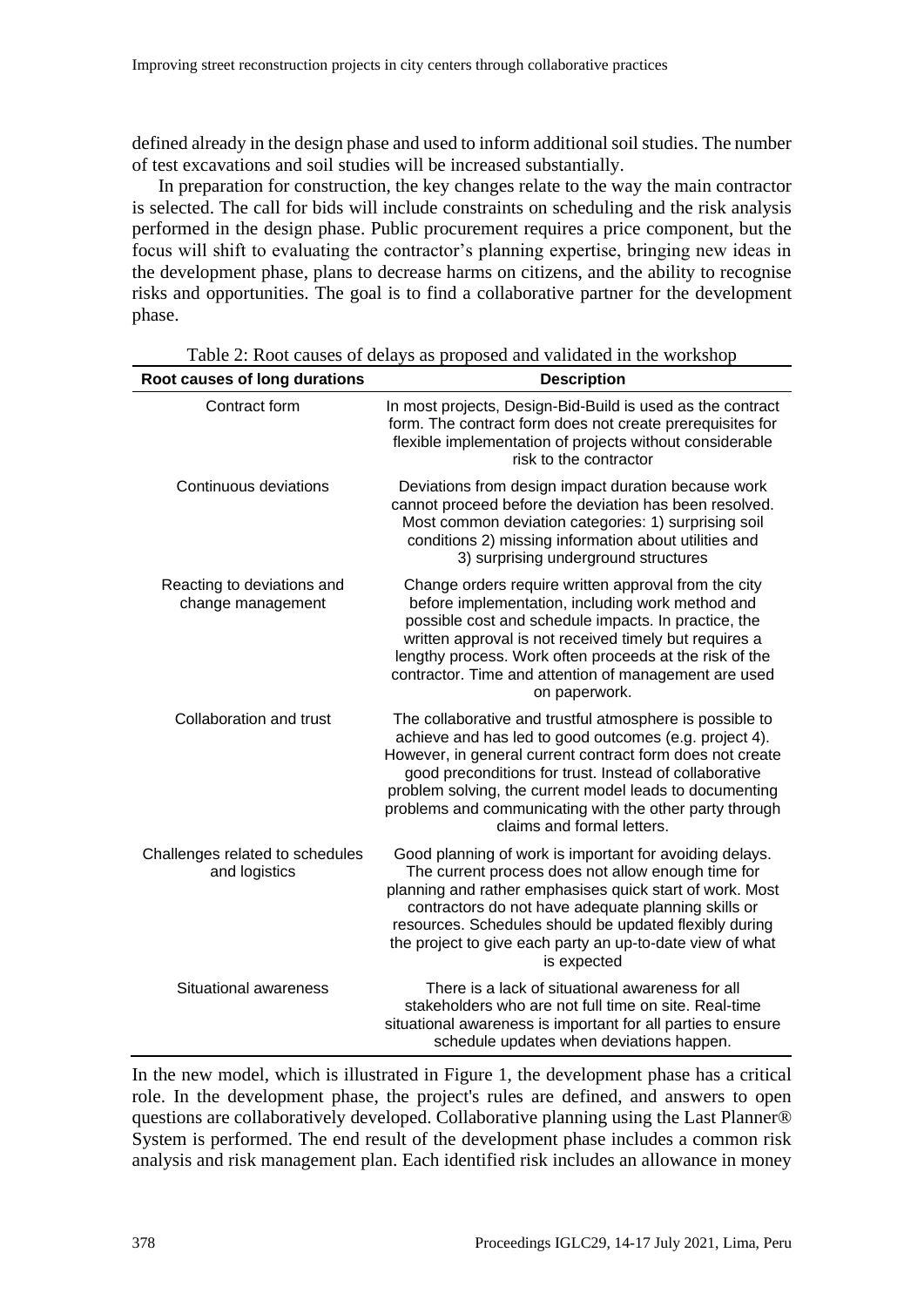defined already in the design phase and used to inform additional soil studies. The number of test excavations and soil studies will be increased substantially.

In preparation for construction, the key changes relate to the way the main contractor is selected. The call for bids will include constraints on scheduling and the risk analysis performed in the design phase. Public procurement requires a price component, but the focus will shift to evaluating the contractor's planning expertise, bringing new ideas in the development phase, plans to decrease harms on citizens, and the ability to recognise risks and opportunities. The goal is to find a collaborative partner for the development phase.

Table 2: Root causes of delays as proposed and validated in the workshop

| Root causes of long durations | Description |
|---|---|
| Contract form | In most projects, Design-Bid-Build is used as the contract form. The contract form does not create prerequisites for flexible implementation of projects without considerable risk to the contractor |
| Continuous deviations | Deviations from design impact duration because work cannot proceed before the deviation has been resolved. Most common deviation categories: 1) surprising soil conditions 2) missing information about utilities and 3) surprising underground structures |
| Reacting to deviations and change management | Change orders require written approval from the city before implementation, including work method and possible cost and schedule impacts. In practice, the written approval is not received timely but requires a lengthy process. Work often proceeds at the risk of the contractor. Time and attention of management are used on paperwork. |
| Collaboration and trust | The collaborative and trustful atmosphere is possible to achieve and has led to good outcomes (e.g. project 4). However, in general current contract form does not create good preconditions for trust. Instead of collaborative problem solving, the current model leads to documenting problems and communicating with the other party through claims and formal letters. |
| Challenges related to schedules and logistics | Good planning of work is important for avoiding delays. The current process does not allow enough time for planning and rather emphasises quick start of work. Most contractors do not have adequate planning skills or resources. Schedules should be updated flexibly during the project to give each party an up-to-date view of what is expected |
| Situational awareness | There is a lack of situational awareness for all stakeholders who are not full time on site. Real-time situational awareness is important for all parties to ensure schedule updates when deviations happen. |

In the new model, which is illustrated in Figure 1, the development phase has a critical role. In the development phase, the project's rules are defined, and answers to open questions are collaboratively developed. Collaborative planning using the Last Planner® System is performed. The end result of the development phase includes a common risk analysis and risk management plan. Each identified risk includes an allowance in money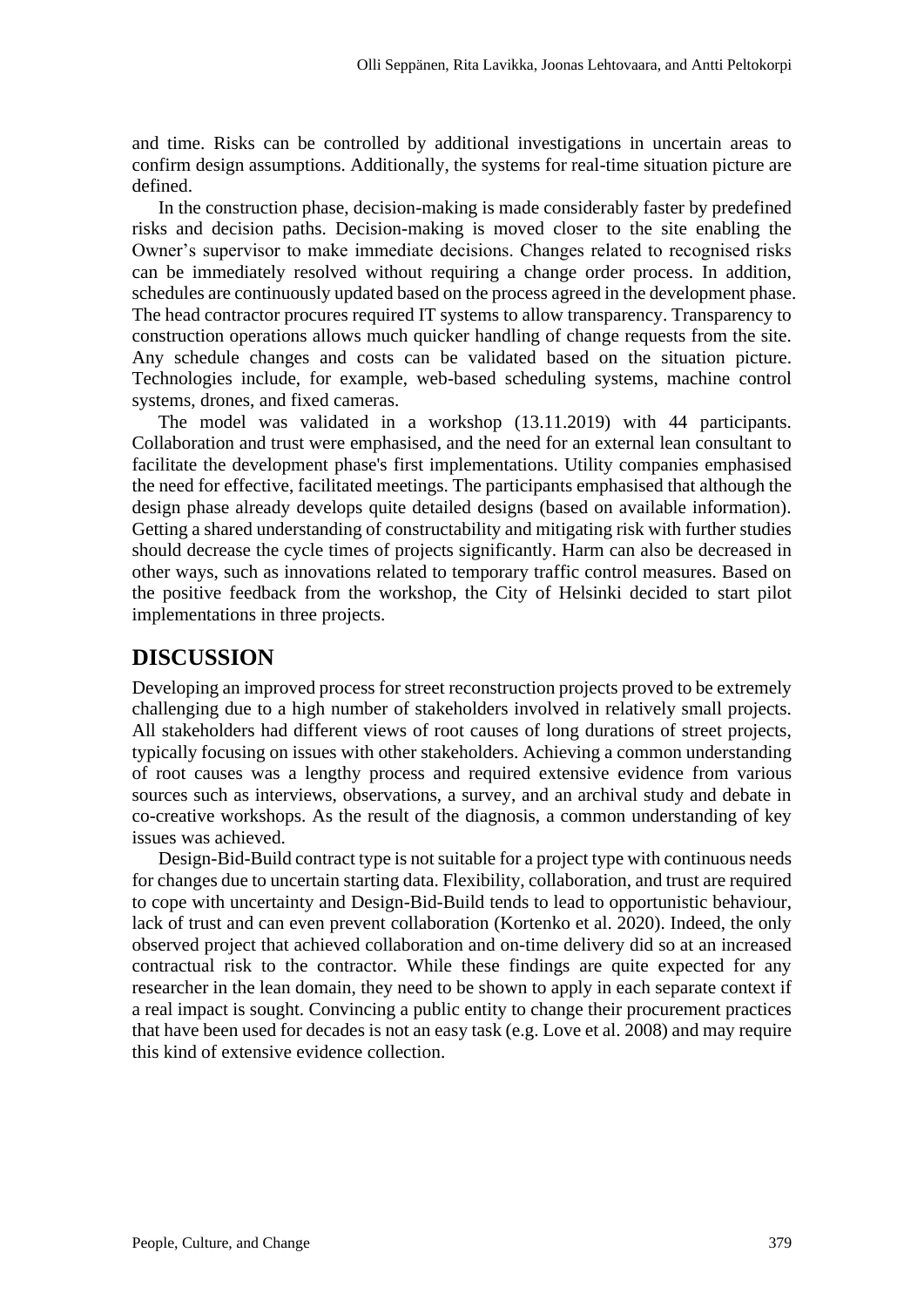and time. Risks can be controlled by additional investigations in uncertain areas to confirm design assumptions. Additionally, the systems for real-time situation picture are defined.

In the construction phase, decision-making is made considerably faster by predefined risks and decision paths. Decision-making is moved closer to the site enabling the Owner's supervisor to make immediate decisions. Changes related to recognised risks can be immediately resolved without requiring a change order process. In addition, schedules are continuously updated based on the process agreed in the development phase. The head contractor procures required IT systems to allow transparency. Transparency to construction operations allows much quicker handling of change requests from the site. Any schedule changes and costs can be validated based on the situation picture. Technologies include, for example, web-based scheduling systems, machine control systems, drones, and fixed cameras.

The model was validated in a workshop (13.11.2019) with 44 participants. Collaboration and trust were emphasised, and the need for an external lean consultant to facilitate the development phase's first implementations. Utility companies emphasised the need for effective, facilitated meetings. The participants emphasised that although the design phase already develops quite detailed designs (based on available information). Getting a shared understanding of constructability and mitigating risk with further studies should decrease the cycle times of projects significantly. Harm can also be decreased in other ways, such as innovations related to temporary traffic control measures. Based on the positive feedback from the workshop, the City of Helsinki decided to start pilot implementations in three projects.

## DISCUSSION

Developing an improved process for street reconstruction projects proved to be extremely challenging due to a high number of stakeholders involved in relatively small projects. All stakeholders had different views of root causes of long durations of street projects, typically focusing on issues with other stakeholders. Achieving a common understanding of root causes was a lengthy process and required extensive evidence from various sources such as interviews, observations, a survey, and an archival study and debate in co-creative workshops. As the result of the diagnosis, a common understanding of key issues was achieved.

Design-Bid-Build contract type is not suitable for a project type with continuous needs for changes due to uncertain starting data. Flexibility, collaboration, and trust are required to cope with uncertainty and Design-Bid-Build tends to lead to opportunistic behaviour, lack of trust and can even prevent collaboration (Kortenko et al. 2020). Indeed, the only observed project that achieved collaboration and on-time delivery did so at an increased contractual risk to the contractor. While these findings are quite expected for any researcher in the lean domain, they need to be shown to apply in each separate context if a real impact is sought. Convincing a public entity to change their procurement practices that have been used for decades is not an easy task (e.g. Love et al. 2008) and may require this kind of extensive evidence collection.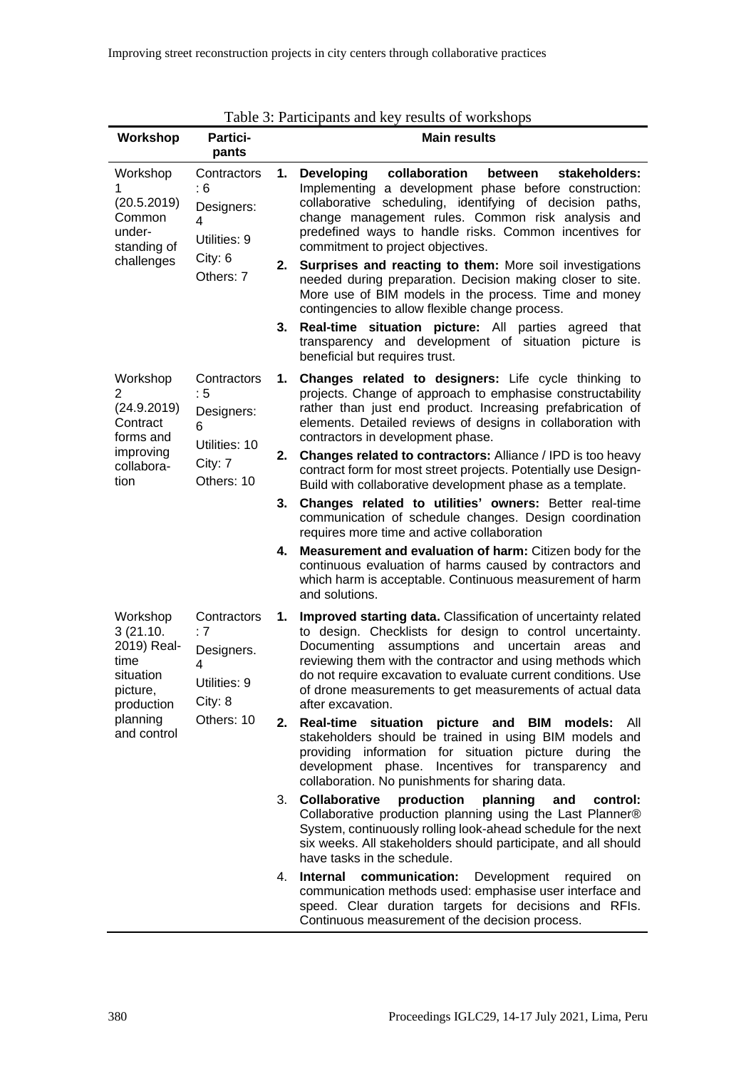Table 3: Participants and key results of workshops

| Workshop | Participants | Main results |
|---|---|---|
| Workshop 1 (20.5.2019) Common understanding of challenges | Contractors: 6<br>Designers: 4<br>Utilities: 9<br>City: 6<br>Others: 7 | **1. Developing collaboration between stakeholders:** Implementing a development phase before construction: collaborative scheduling, identifying of decision paths, change management rules. Common risk analysis and predefined ways to handle risks. Common incentives for commitment to project objectives.<br>**2. Surprises and reacting to them:** More soil investigations needed during preparation. Decision making closer to site. More use of BIM models in the process. Time and money contingencies to allow flexible change process.<br>**3. Real-time situation picture:** All parties agreed that transparency and development of situation picture is beneficial but requires trust. |
| Workshop 2 (24.9.2019) Contract forms and improving collaboration | Contractors: 5<br>Designers: 6<br>Utilities: 10<br>City: 7<br>Others: 10 | **1. Changes related to designers:** Life cycle thinking to projects. Change of approach to emphasise constructability rather than just end product. Increasing prefabrication of elements. Detailed reviews of designs in collaboration with contractors in development phase.<br>**2. Changes related to contractors:** Alliance / IPD is too heavy contract form for most street projects. Potentially use Design-Build with collaborative development phase as a template.<br>**3. Changes related to utilities' owners:** Better real-time communication of schedule changes. Design coordination requires more time and active collaboration<br>**4. Measurement and evaluation of harm:** Citizen body for the continuous evaluation of harms caused by contractors and which harm is acceptable. Continuous measurement of harm and solutions. |
| Workshop 3 (21.10.2019) Real-time situation picture, production planning and control | Contractors: 7<br>Designers. 4<br>Utilities: 9<br>City: 8<br>Others: 10 | **1. Improved starting data.** Classification of uncertainty related to design. Checklists for design to control uncertainty. Documenting assumptions and uncertain areas and reviewing them with the contractor and using methods which do not require excavation to evaluate current conditions. Use of drone measurements to get measurements of actual data after excavation.<br>**2. Real-time situation picture and BIM models:** All stakeholders should be trained in using BIM models and providing information for situation picture during the development phase. Incentives for transparency and collaboration. No punishments for sharing data.<br>3. **Collaborative production planning and control:** Collaborative production planning using the Last Planner® System, continuously rolling look-ahead schedule for the next six weeks. All stakeholders should participate, and all should have tasks in the schedule.<br>4. **Internal communication:** Development required on communication methods used: emphasise user interface and speed. Clear duration targets for decisions and RFIs. Continuous measurement of the decision process. |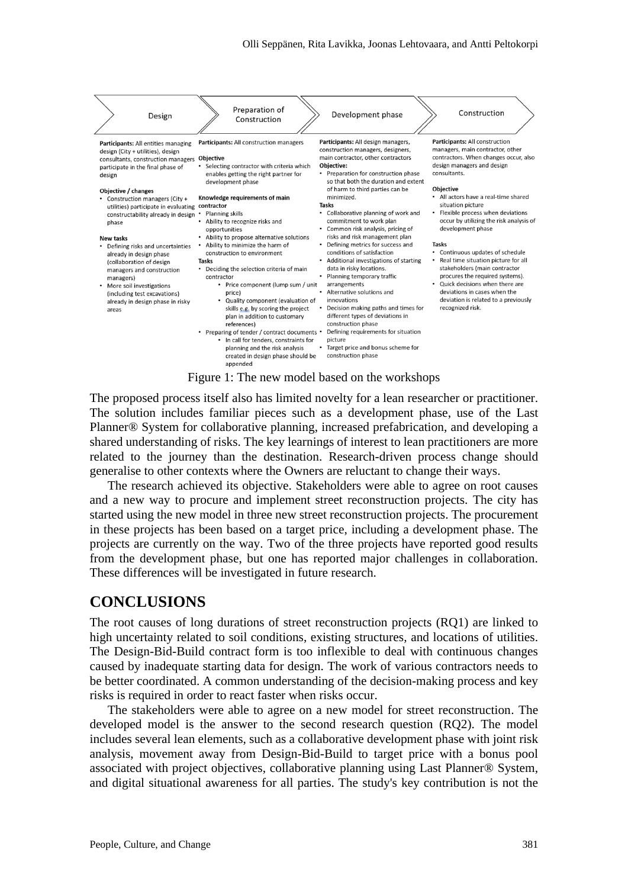Design

Participants: All entities managing design (City + utilities), design consultants, construction managers participate in the final phase of design

Objective / changes

- Construction managers (City + utilities) participate in evaluating constructability already in design phase

New tasks

- Defining risks and uncertainties already in design phase (collaboration of design managers and construction managers)
- More soil investigations (including test excavations) already in design phase in risky areas

Preparation of Construction

Participants: All construction managers

Objective

- Selecting contractor with criteria which enables getting the right partner for development phase

Knowledge requirements of main contractor

- Planning skills
- Ability to recognize risks and opportunities
- Ability to propose alternative solutions
- Ability to minimize the harm of construction to environment

Tasks

- Deciding the selection criteria of main contractor
  - Price component (lump sum / unit price)
  - Quality component (evaluation of skills e.g. by scoring the project plan in addition to customary references)
- Preparing of tender / contract documents
  - In call for tenders, constraints for planning and the risk analysis created in design phase should be appended

Development phase

Participants: All design managers, construction managers, designers, main contractor, other contractors

Objective:

- Preparation for construction phase so that both the duration and extent of harm to third parties can be minimized.

Tasks

- Collaborative planning of work and commitment to work plan
- Common risk analysis, pricing of risks and risk management plan
- Defining metrics for success and conditions of satisfaction
- Additional investigations of starting data in risky locations.
- Planning temporary traffic arrangements
- Alternative solutions and innovations
- Decision making paths and times for different types of deviations in construction phase
- Defining requirements for situation picture
- Target price and bonus scheme for construction phase

Construction

Participants: All construction managers, main contractor, other contractors. When changes occur, also design managers and design consultants.

Objective

- All actors have a real-time shared situation picture
- Flexible process when deviations occur by utilizing the risk analysis of development phase

Tasks

- Continuous updates of schedule
- Real time situation picture for all stakeholders (main contractor procures the required systems).
- Quick decisions when there are deviations in cases when the deviation is related to a previously recognized risk.

Figure 1: The new model based on the workshops

The proposed process itself also has limited novelty for a lean researcher or practitioner. The solution includes familiar pieces such as a development phase, use of the Last Planner® System for collaborative planning, increased prefabrication, and developing a shared understanding of risks. The key learnings of interest to lean practitioners are more related to the journey than the destination. Research-driven process change should generalise to other contexts where the Owners are reluctant to change their ways.

The research achieved its objective. Stakeholders were able to agree on root causes and a new way to procure and implement street reconstruction projects. The city has started using the new model in three new street reconstruction projects. The procurement in these projects has been based on a target price, including a development phase. The projects are currently on the way. Two of the three projects have reported good results from the development phase, but one has reported major challenges in collaboration. These differences will be investigated in future research.

## CONCLUSIONS

The root causes of long durations of street reconstruction projects (RQ1) are linked to high uncertainty related to soil conditions, existing structures, and locations of utilities. The Design-Bid-Build contract form is too inflexible to deal with continuous changes caused by inadequate starting data for design. The work of various contractors needs to be better coordinated. A common understanding of the decision-making process and key risks is required in order to react faster when risks occur.

The stakeholders were able to agree on a new model for street reconstruction. The developed model is the answer to the second research question (RQ2). The model includes several lean elements, such as a collaborative development phase with joint risk analysis, movement away from Design-Bid-Build to target price with a bonus pool associated with project objectives, collaborative planning using Last Planner® System, and digital situational awareness for all parties. The study's key contribution is not the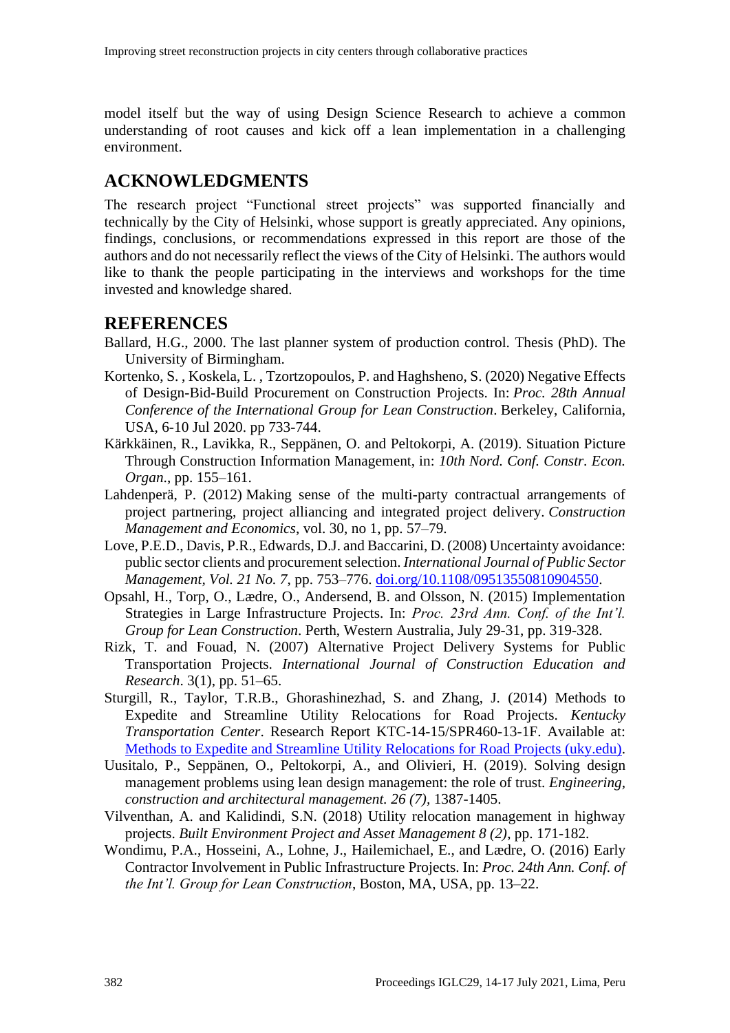model itself but the way of using Design Science Research to achieve a common understanding of root causes and kick off a lean implementation in a challenging environment.

## ACKNOWLEDGMENTS

The research project "Functional street projects" was supported financially and technically by the City of Helsinki, whose support is greatly appreciated. Any opinions, findings, conclusions, or recommendations expressed in this report are those of the authors and do not necessarily reflect the views of the City of Helsinki. The authors would like to thank the people participating in the interviews and workshops for the time invested and knowledge shared.

## REFERENCES

Ballard, H.G., 2000. The last planner system of production control. Thesis (PhD). The University of Birmingham.

Kortenko, S. , Koskela, L. , Tzortzopoulos, P. and Haghsheno, S. (2020) Negative Effects of Design-Bid-Build Procurement on Construction Projects. In: *Proc. 28th Annual Conference of the International Group for Lean Construction*. Berkeley, California, USA, 6-10 Jul 2020. pp 733-744.

Kärkkäinen, R., Lavikka, R., Seppänen, O. and Peltokorpi, A. (2019). Situation Picture Through Construction Information Management, in: *10th Nord. Conf. Constr. Econ. Organ.*, pp. 155–161.

Lahdenperä, P. (2012) Making sense of the multi-party contractual arrangements of project partnering, project alliancing and integrated project delivery. *Construction Management and Economics*, vol. 30, no 1, pp. 57–79.

Love, P.E.D., Davis, P.R., Edwards, D.J. and Baccarini, D. (2008) Uncertainty avoidance: public sector clients and procurement selection. *International Journal of Public Sector Management, Vol. 21 No. 7,* pp. 753–776. doi.org/10.1108/09513550810904550.

Opsahl, H., Torp, O., Lædre, O., Andersend, B. and Olsson, N. (2015) Implementation Strategies in Large Infrastructure Projects. In: *Proc. 23rd Ann. Conf. of the Int'l. Group for Lean Construction*. Perth, Western Australia, July 29-31, pp. 319-328.

Rizk, T. and Fouad, N. (2007) Alternative Project Delivery Systems for Public Transportation Projects. *International Journal of Construction Education and Research*. 3(1), pp. 51–65.

Sturgill, R., Taylor, T.R.B., Ghorashinezhad, S. and Zhang, J. (2014) Methods to Expedite and Streamline Utility Relocations for Road Projects. *Kentucky Transportation Center*. Research Report KTC-14-15/SPR460-13-1F. Available at: Methods to Expedite and Streamline Utility Relocations for Road Projects (uky.edu).

Uusitalo, P., Seppänen, O., Peltokorpi, A., and Olivieri, H. (2019). Solving design management problems using lean design management: the role of trust. *Engineering, construction and architectural management. 26 (7),* 1387-1405.

Vilventhan, A. and Kalidindi, S.N. (2018) Utility relocation management in highway projects. *Built Environment Project and Asset Management 8 (2)*, pp. 171-182.

Wondimu, P.A., Hosseini, A., Lohne, J., Hailemichael, E., and Lædre, O. (2016) Early Contractor Involvement in Public Infrastructure Projects. In: *Proc. 24th Ann. Conf. of the Int'l. Group for Lean Construction*, Boston, MA, USA, pp. 13–22.